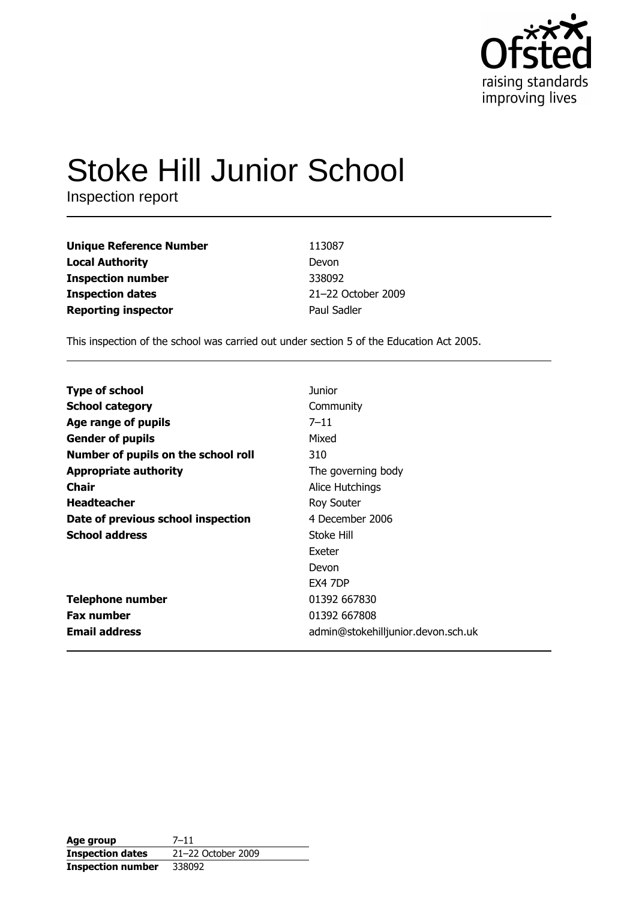# Stoke Hill Junior School

Inspection report

| | |
|---|---|
| **Unique Reference Number** | 113087 |
| **Local Authority** | Devon |
| **Inspection number** | 338092 |
| **Inspection dates** | 21–22 October 2009 |
| **Reporting inspector** | Paul Sadler |

This inspection of the school was carried out under section 5 of the Education Act 2005.

| | |
|---|---|
| **Type of school** | Junior |
| **School category** | Community |
| **Age range of pupils** | 7–11 |
| **Gender of pupils** | Mixed |
| **Number of pupils on the school roll** | 310 |
| **Appropriate authority** | The governing body |
| **Chair** | Alice Hutchings |
| **Headteacher** | Roy Souter |
| **Date of previous school inspection** | 4 December 2006 |
| **School address** | Stoke Hill<br>Exeter<br>Devon<br>EX4 7DP |
| **Telephone number** | 01392 667830 |
| **Fax number** | 01392 667808 |
| **Email address** | admin@stokehilljunior.devon.sch.uk |

| | |
|---|---|
| **Age group** | 7–11 |
| **Inspection dates** | 21–22 October 2009 |
| **Inspection number** | 338092 |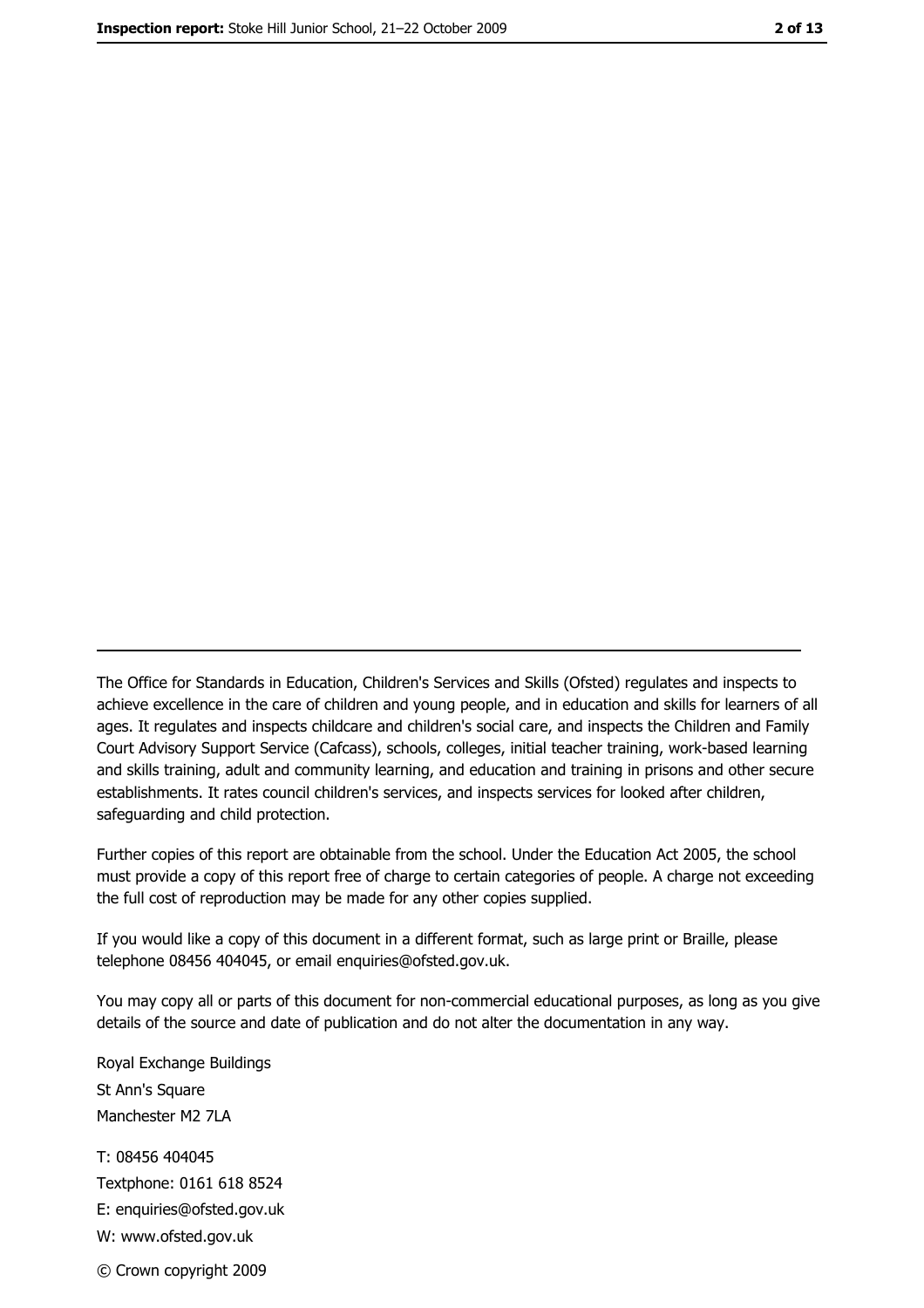The Office for Standards in Education, Children's Services and Skills (Ofsted) regulates and inspects to achieve excellence in the care of children and young people, and in education and skills for learners of all ages. It regulates and inspects childcare and children's social care, and inspects the Children and Family Court Advisory Support Service (Cafcass), schools, colleges, initial teacher training, work-based learning and skills training, adult and community learning, and education and training in prisons and other secure establishments. It rates council children's services, and inspects services for looked after children, safeguarding and child protection.

Further copies of this report are obtainable from the school. Under the Education Act 2005, the school must provide a copy of this report free of charge to certain categories of people. A charge not exceeding the full cost of reproduction may be made for any other copies supplied.

If you would like a copy of this document in a different format, such as large print or Braille, please telephone 08456 404045, or email enquiries@ofsted.gov.uk.

You may copy all or parts of this document for non-commercial educational purposes, as long as you give details of the source and date of publication and do not alter the documentation in any way.

Royal Exchange Buildings
St Ann's Square
Manchester M2 7LA

T: 08456 404045
Textphone: 0161 618 8524
E: enquiries@ofsted.gov.uk
W: www.ofsted.gov.uk

© Crown copyright 2009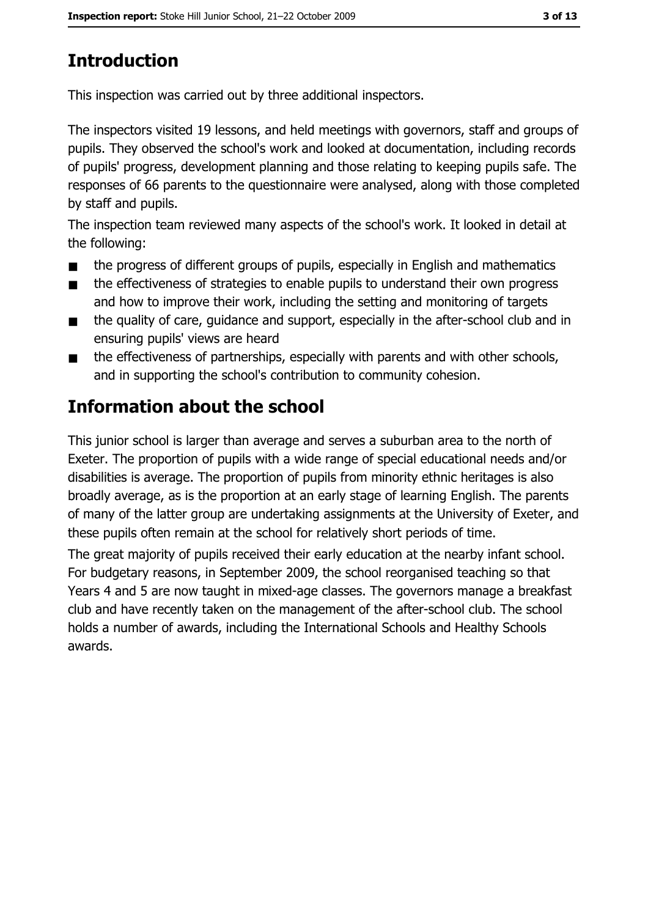# Introduction

This inspection was carried out by three additional inspectors.

The inspectors visited 19 lessons, and held meetings with governors, staff and groups of pupils. They observed the school's work and looked at documentation, including records of pupils' progress, development planning and those relating to keeping pupils safe. The responses of 66 parents to the questionnaire were analysed, along with those completed by staff and pupils.

The inspection team reviewed many aspects of the school's work. It looked in detail at the following:

- the progress of different groups of pupils, especially in English and mathematics
- the effectiveness of strategies to enable pupils to understand their own progress and how to improve their work, including the setting and monitoring of targets
- the quality of care, guidance and support, especially in the after-school club and in ensuring pupils' views are heard
- the effectiveness of partnerships, especially with parents and with other schools, and in supporting the school's contribution to community cohesion.

# Information about the school

This junior school is larger than average and serves a suburban area to the north of Exeter. The proportion of pupils with a wide range of special educational needs and/or disabilities is average. The proportion of pupils from minority ethnic heritages is also broadly average, as is the proportion at an early stage of learning English. The parents of many of the latter group are undertaking assignments at the University of Exeter, and these pupils often remain at the school for relatively short periods of time.

The great majority of pupils received their early education at the nearby infant school. For budgetary reasons, in September 2009, the school reorganised teaching so that Years 4 and 5 are now taught in mixed-age classes. The governors manage a breakfast club and have recently taken on the management of the after-school club. The school holds a number of awards, including the International Schools and Healthy Schools awards.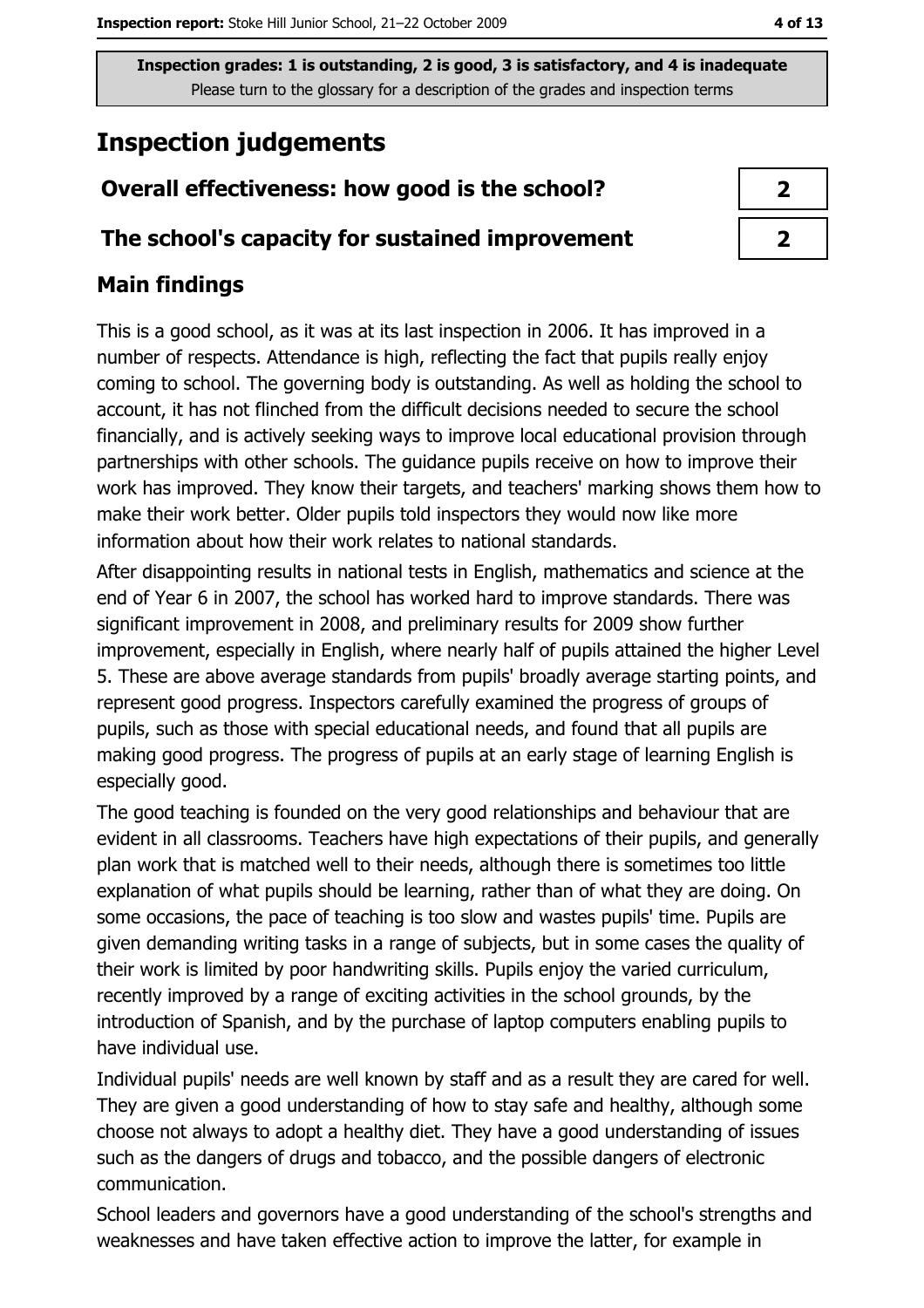Inspection grades: 1 is outstanding, 2 is good, 3 is satisfactory, and 4 is inadequate
Please turn to the glossary for a description of the grades and inspection terms

# Inspection judgements

| Overall effectiveness: how good is the school? | 2 |
| --- | --- |
| The school's capacity for sustained improvement | 2 |

## Main findings

This is a good school, as it was at its last inspection in 2006. It has improved in a number of respects. Attendance is high, reflecting the fact that pupils really enjoy coming to school. The governing body is outstanding. As well as holding the school to account, it has not flinched from the difficult decisions needed to secure the school financially, and is actively seeking ways to improve local educational provision through partnerships with other schools. The guidance pupils receive on how to improve their work has improved. They know their targets, and teachers' marking shows them how to make their work better. Older pupils told inspectors they would now like more information about how their work relates to national standards.

After disappointing results in national tests in English, mathematics and science at the end of Year 6 in 2007, the school has worked hard to improve standards. There was significant improvement in 2008, and preliminary results for 2009 show further improvement, especially in English, where nearly half of pupils attained the higher Level 5. These are above average standards from pupils' broadly average starting points, and represent good progress. Inspectors carefully examined the progress of groups of pupils, such as those with special educational needs, and found that all pupils are making good progress. The progress of pupils at an early stage of learning English is especially good.

The good teaching is founded on the very good relationships and behaviour that are evident in all classrooms. Teachers have high expectations of their pupils, and generally plan work that is matched well to their needs, although there is sometimes too little explanation of what pupils should be learning, rather than of what they are doing. On some occasions, the pace of teaching is too slow and wastes pupils' time. Pupils are given demanding writing tasks in a range of subjects, but in some cases the quality of their work is limited by poor handwriting skills. Pupils enjoy the varied curriculum, recently improved by a range of exciting activities in the school grounds, by the introduction of Spanish, and by the purchase of laptop computers enabling pupils to have individual use.

Individual pupils' needs are well known by staff and as a result they are cared for well. They are given a good understanding of how to stay safe and healthy, although some choose not always to adopt a healthy diet. They have a good understanding of issues such as the dangers of drugs and tobacco, and the possible dangers of electronic communication.

School leaders and governors have a good understanding of the school's strengths and weaknesses and have taken effective action to improve the latter, for example in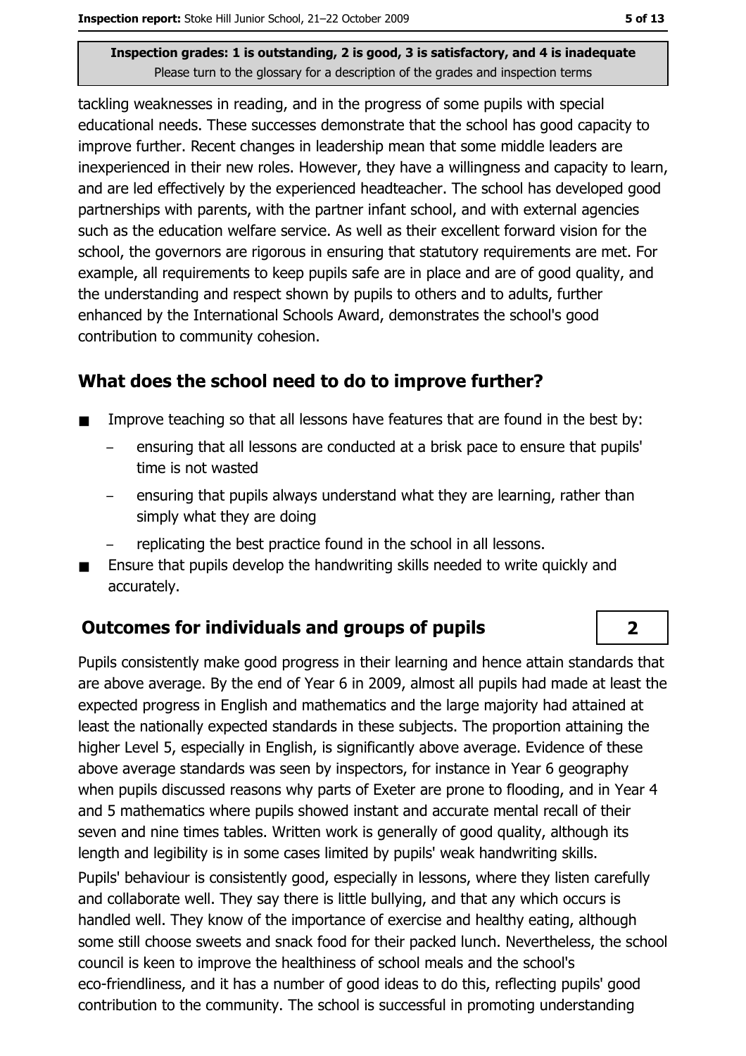tackling weaknesses in reading, and in the progress of some pupils with special educational needs. These successes demonstrate that the school has good capacity to improve further. Recent changes in leadership mean that some middle leaders are inexperienced in their new roles. However, they have a willingness and capacity to learn, and are led effectively by the experienced headteacher. The school has developed good partnerships with parents, with the partner infant school, and with external agencies such as the education welfare service. As well as their excellent forward vision for the school, the governors are rigorous in ensuring that statutory requirements are met. For example, all requirements to keep pupils safe are in place and are of good quality, and the understanding and respect shown by pupils to others and to adults, further enhanced by the International Schools Award, demonstrates the school's good contribution to community cohesion.

## What does the school need to do to improve further?

- Improve teaching so that all lessons have features that are found in the best by:
  - ensuring that all lessons are conducted at a brisk pace to ensure that pupils' time is not wasted
  - ensuring that pupils always understand what they are learning, rather than simply what they are doing
  - replicating the best practice found in the school in all lessons.
- Ensure that pupils develop the handwriting skills needed to write quickly and accurately.

## Outcomes for individuals and groups of pupils

**2**

Pupils consistently make good progress in their learning and hence attain standards that are above average. By the end of Year 6 in 2009, almost all pupils had made at least the expected progress in English and mathematics and the large majority had attained at least the nationally expected standards in these subjects. The proportion attaining the higher Level 5, especially in English, is significantly above average. Evidence of these above average standards was seen by inspectors, for instance in Year 6 geography when pupils discussed reasons why parts of Exeter are prone to flooding, and in Year 4 and 5 mathematics where pupils showed instant and accurate mental recall of their seven and nine times tables. Written work is generally of good quality, although its length and legibility is in some cases limited by pupils' weak handwriting skills.

Pupils' behaviour is consistently good, especially in lessons, where they listen carefully and collaborate well. They say there is little bullying, and that any which occurs is handled well. They know of the importance of exercise and healthy eating, although some still choose sweets and snack food for their packed lunch. Nevertheless, the school council is keen to improve the healthiness of school meals and the school's eco-friendliness, and it has a number of good ideas to do this, reflecting pupils' good contribution to the community. The school is successful in promoting understanding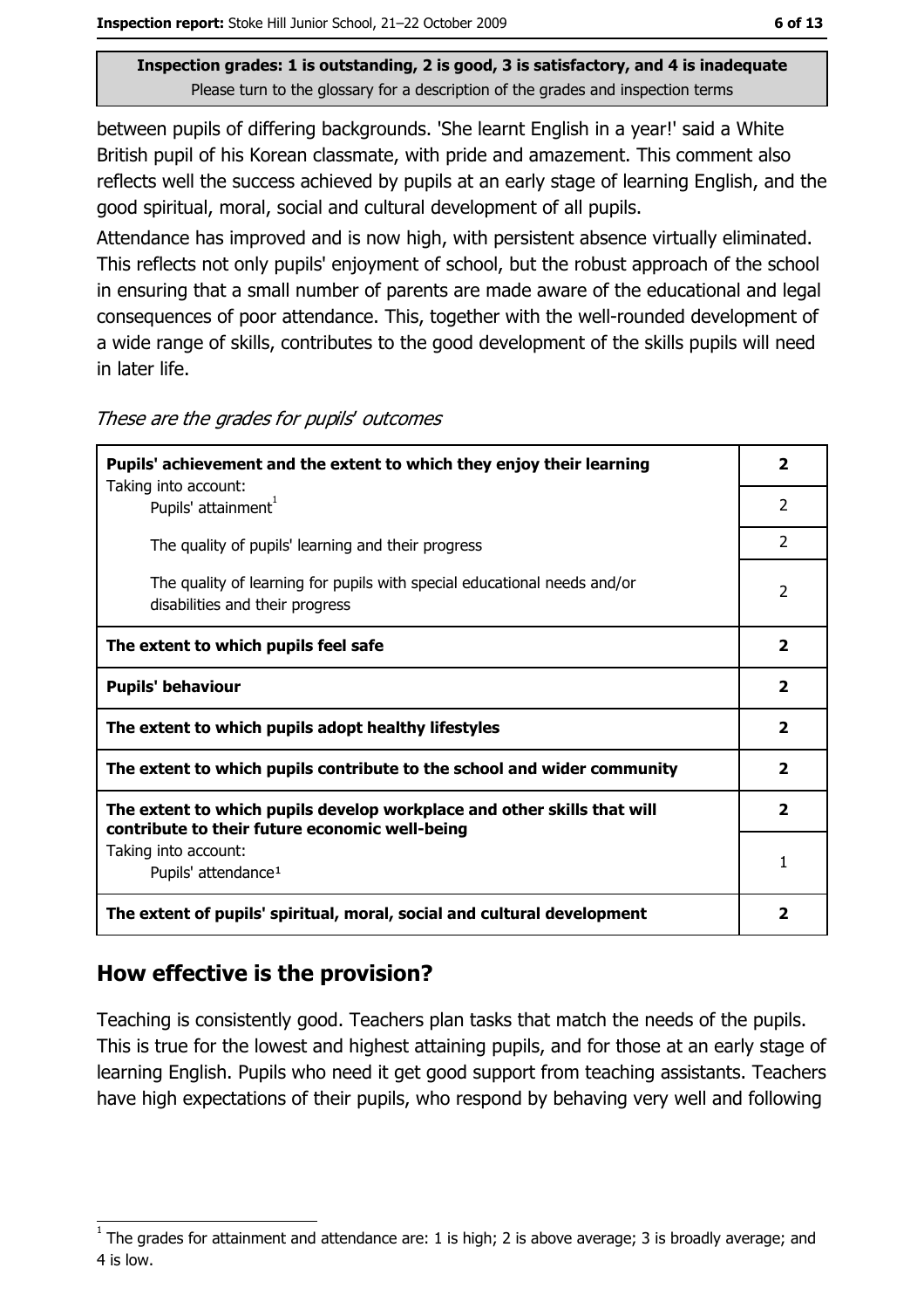**Inspection grades: 1 is outstanding, 2 is good, 3 is satisfactory, and 4 is inadequate**
Please turn to the glossary for a description of the grades and inspection terms

between pupils of differing backgrounds. 'She learnt English in a year!' said a White British pupil of his Korean classmate, with pride and amazement. This comment also reflects well the success achieved by pupils at an early stage of learning English, and the good spiritual, moral, social and cultural development of all pupils.

Attendance has improved and is now high, with persistent absence virtually eliminated. This reflects not only pupils' enjoyment of school, but the robust approach of the school in ensuring that a small number of parents are made aware of the educational and legal consequences of poor attendance. This, together with the well-rounded development of a wide range of skills, contributes to the good development of the skills pupils will need in later life.

*These are the grades for pupils' outcomes*

| | |
|---|---|
| **Pupils' achievement and the extent to which they enjoy their learning** Taking into account: | **2** |
| Pupils' attainment[1] | 2 |
| The quality of pupils' learning and their progress | 2 |
| The quality of learning for pupils with special educational needs and/or disabilities and their progress | 2 |
| **The extent to which pupils feel safe** | **2** |
| **Pupils' behaviour** | **2** |
| **The extent to which pupils adopt healthy lifestyles** | **2** |
| **The extent to which pupils contribute to the school and wider community** | **2** |
| **The extent to which pupils develop workplace and other skills that will contribute to their future economic well-being** | **2** |
| Taking into account: Pupils' attendance[1] | 1 |
| **The extent of pupils' spiritual, moral, social and cultural development** | **2** |

## How effective is the provision?

Teaching is consistently good. Teachers plan tasks that match the needs of the pupils. This is true for the lowest and highest attaining pupils, and for those at an early stage of learning English. Pupils who need it get good support from teaching assistants. Teachers have high expectations of their pupils, who respond by behaving very well and following

[1] The grades for attainment and attendance are: 1 is high; 2 is above average; 3 is broadly average; and 4 is low.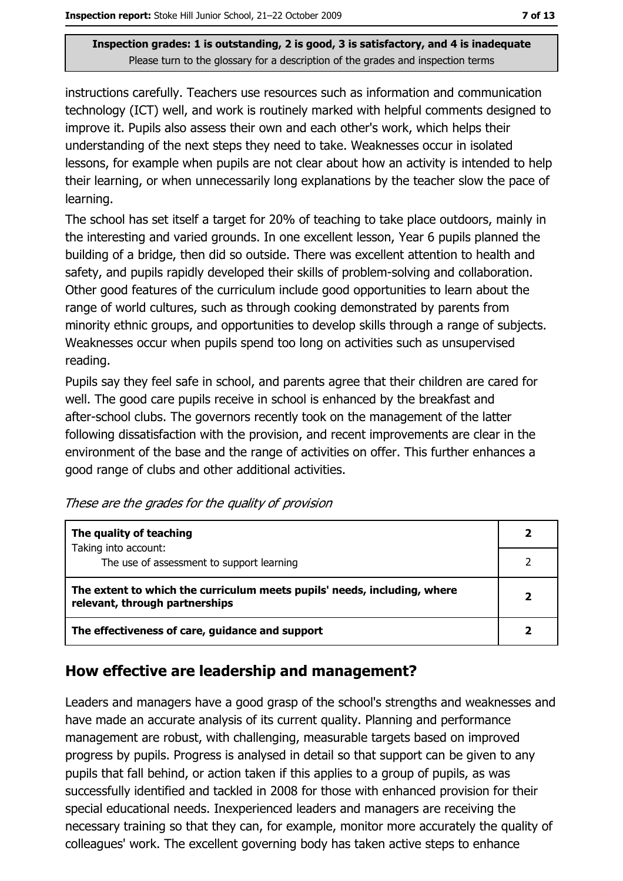**Inspection grades: 1 is outstanding, 2 is good, 3 is satisfactory, and 4 is inadequate**
Please turn to the glossary for a description of the grades and inspection terms

instructions carefully. Teachers use resources such as information and communication technology (ICT) well, and work is routinely marked with helpful comments designed to improve it. Pupils also assess their own and each other's work, which helps their understanding of the next steps they need to take. Weaknesses occur in isolated lessons, for example when pupils are not clear about how an activity is intended to help their learning, or when unnecessarily long explanations by the teacher slow the pace of learning.

The school has set itself a target for 20% of teaching to take place outdoors, mainly in the interesting and varied grounds. In one excellent lesson, Year 6 pupils planned the building of a bridge, then did so outside. There was excellent attention to health and safety, and pupils rapidly developed their skills of problem-solving and collaboration. Other good features of the curriculum include good opportunities to learn about the range of world cultures, such as through cooking demonstrated by parents from minority ethnic groups, and opportunities to develop skills through a range of subjects. Weaknesses occur when pupils spend too long on activities such as unsupervised reading.

Pupils say they feel safe in school, and parents agree that their children are cared for well. The good care pupils receive in school is enhanced by the breakfast and after-school clubs. The governors recently took on the management of the latter following dissatisfaction with the provision, and recent improvements are clear in the environment of the base and the range of activities on offer. This further enhances a good range of clubs and other additional activities.

*These are the grades for the quality of provision*

| | |
|---|---|
| **The quality of teaching**<br>Taking into account: | **2** |
| The use of assessment to support learning | 2 |
| **The extent to which the curriculum meets pupils' needs, including, where relevant, through partnerships** | **2** |
| **The effectiveness of care, guidance and support** | **2** |

## How effective are leadership and management?

Leaders and managers have a good grasp of the school's strengths and weaknesses and have made an accurate analysis of its current quality. Planning and performance management are robust, with challenging, measurable targets based on improved progress by pupils. Progress is analysed in detail so that support can be given to any pupils that fall behind, or action taken if this applies to a group of pupils, as was successfully identified and tackled in 2008 for those with enhanced provision for their special educational needs. Inexperienced leaders and managers are receiving the necessary training so that they can, for example, monitor more accurately the quality of colleagues' work. The excellent governing body has taken active steps to enhance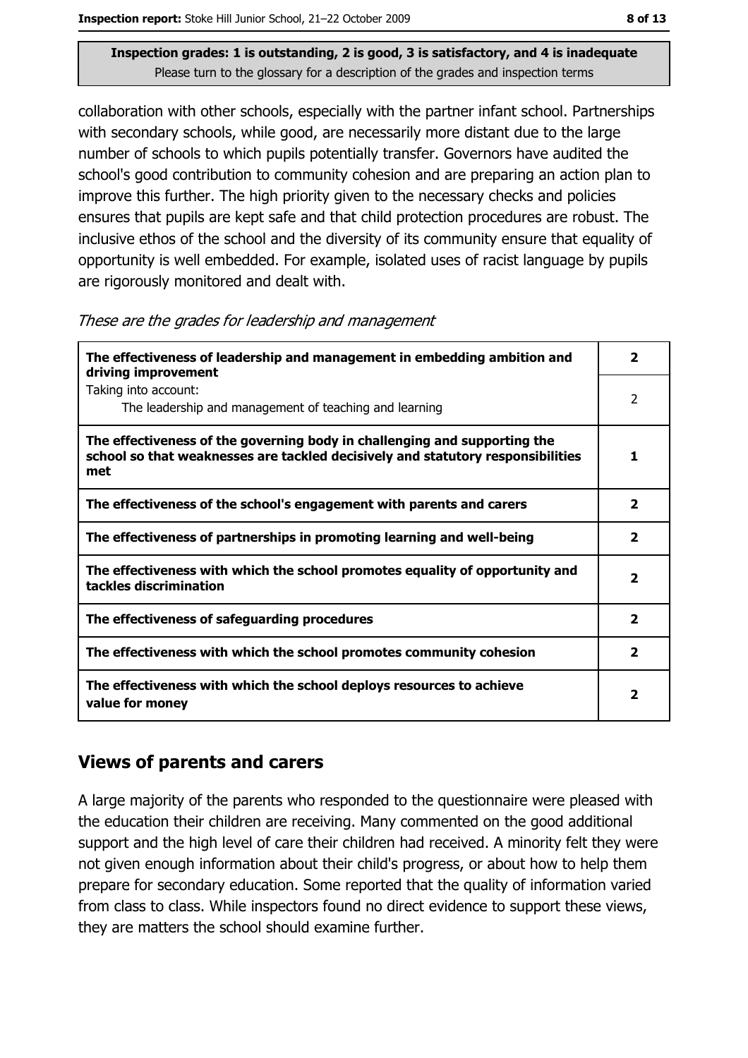**Inspection grades: 1 is outstanding, 2 is good, 3 is satisfactory, and 4 is inadequate**
Please turn to the glossary for a description of the grades and inspection terms

collaboration with other schools, especially with the partner infant school. Partnerships with secondary schools, while good, are necessarily more distant due to the large number of schools to which pupils potentially transfer. Governors have audited the school's good contribution to community cohesion and are preparing an action plan to improve this further. The high priority given to the necessary checks and policies ensures that pupils are kept safe and that child protection procedures are robust. The inclusive ethos of the school and the diversity of its community ensure that equality of opportunity is well embedded. For example, isolated uses of racist language by pupils are rigorously monitored and dealt with.

*These are the grades for leadership and management*

| | |
|---|---|
| **The effectiveness of leadership and management in embedding ambition and driving improvement** | **2** |
| Taking into account: The leadership and management of teaching and learning | 2 |
| **The effectiveness of the governing body in challenging and supporting the school so that weaknesses are tackled decisively and statutory responsibilities met** | **1** |
| **The effectiveness of the school's engagement with parents and carers** | **2** |
| **The effectiveness of partnerships in promoting learning and well-being** | **2** |
| **The effectiveness with which the school promotes equality of opportunity and tackles discrimination** | **2** |
| **The effectiveness of safeguarding procedures** | **2** |
| **The effectiveness with which the school promotes community cohesion** | **2** |
| **The effectiveness with which the school deploys resources to achieve value for money** | **2** |

## Views of parents and carers

A large majority of the parents who responded to the questionnaire were pleased with the education their children are receiving. Many commented on the good additional support and the high level of care their children had received. A minority felt they were not given enough information about their child's progress, or about how to help them prepare for secondary education. Some reported that the quality of information varied from class to class. While inspectors found no direct evidence to support these views, they are matters the school should examine further.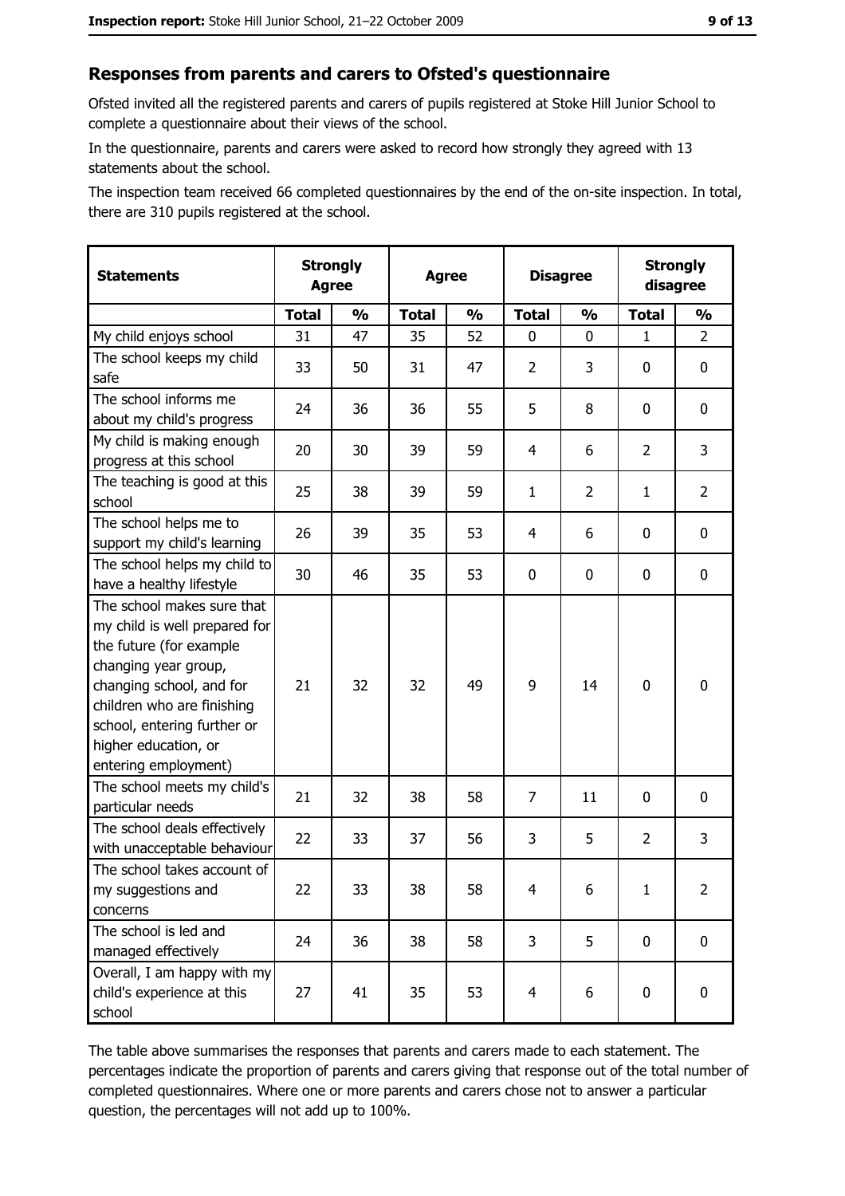## Responses from parents and carers to Ofsted's questionnaire

Ofsted invited all the registered parents and carers of pupils registered at Stoke Hill Junior School to complete a questionnaire about their views of the school.

In the questionnaire, parents and carers were asked to record how strongly they agreed with 13 statements about the school.

The inspection team received 66 completed questionnaires by the end of the on-site inspection. In total, there are 310 pupils registered at the school.

| Statements | Strongly Agree | | Agree | | Disagree | | Strongly disagree | |
|---|---|---|---|---|---|---|---|---|
| | Total | % | Total | % | Total | % | Total | % |
| My child enjoys school | 31 | 47 | 35 | 52 | 0 | 0 | 1 | 2 |
| The school keeps my child safe | 33 | 50 | 31 | 47 | 2 | 3 | 0 | 0 |
| The school informs me about my child's progress | 24 | 36 | 36 | 55 | 5 | 8 | 0 | 0 |
| My child is making enough progress at this school | 20 | 30 | 39 | 59 | 4 | 6 | 2 | 3 |
| The teaching is good at this school | 25 | 38 | 39 | 59 | 1 | 2 | 1 | 2 |
| The school helps me to support my child's learning | 26 | 39 | 35 | 53 | 4 | 6 | 0 | 0 |
| The school helps my child to have a healthy lifestyle | 30 | 46 | 35 | 53 | 0 | 0 | 0 | 0 |
| The school makes sure that my child is well prepared for the future (for example changing year group, changing school, and for children who are finishing school, entering further or higher education, or entering employment) | 21 | 32 | 32 | 49 | 9 | 14 | 0 | 0 |
| The school meets my child's particular needs | 21 | 32 | 38 | 58 | 7 | 11 | 0 | 0 |
| The school deals effectively with unacceptable behaviour | 22 | 33 | 37 | 56 | 3 | 5 | 2 | 3 |
| The school takes account of my suggestions and concerns | 22 | 33 | 38 | 58 | 4 | 6 | 1 | 2 |
| The school is led and managed effectively | 24 | 36 | 38 | 58 | 3 | 5 | 0 | 0 |
| Overall, I am happy with my child's experience at this school | 27 | 41 | 35 | 53 | 4 | 6 | 0 | 0 |

The table above summarises the responses that parents and carers made to each statement. The percentages indicate the proportion of parents and carers giving that response out of the total number of completed questionnaires. Where one or more parents and carers chose not to answer a particular question, the percentages will not add up to 100%.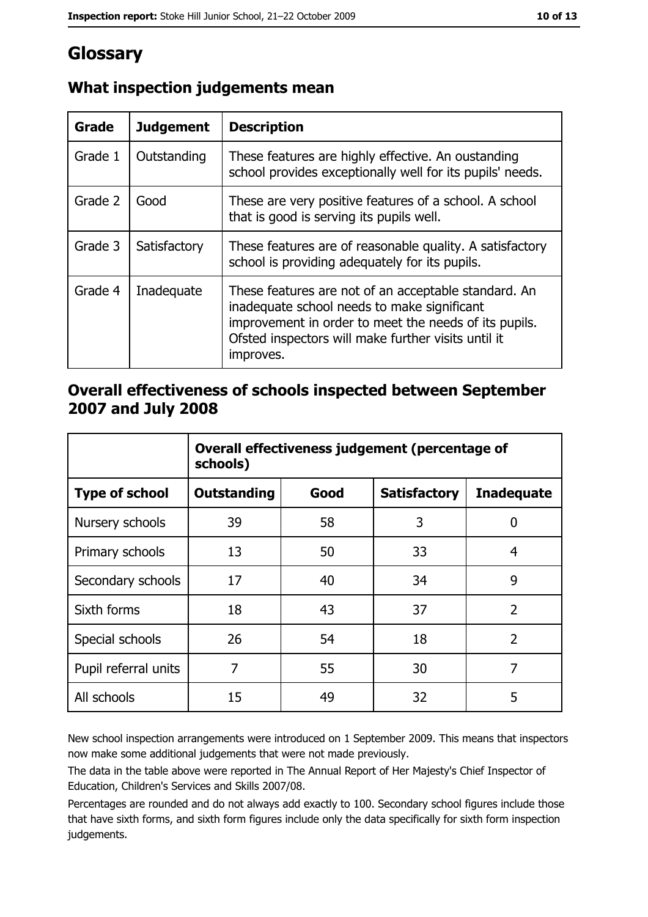# Glossary

## What inspection judgements mean

| Grade | Judgement | Description |
|---|---|---|
| Grade 1 | Outstanding | These features are highly effective. An oustanding school provides exceptionally well for its pupils' needs. |
| Grade 2 | Good | These are very positive features of a school. A school that is good is serving its pupils well. |
| Grade 3 | Satisfactory | These features are of reasonable quality. A satisfactory school is providing adequately for its pupils. |
| Grade 4 | Inadequate | These features are not of an acceptable standard. An inadequate school needs to make significant improvement in order to meet the needs of its pupils. Ofsted inspectors will make further visits until it improves. |

## Overall effectiveness of schools inspected between September 2007 and July 2008

| | Overall effectiveness judgement (percentage of schools) | | | |
|---|---|---|---|---|
| **Type of school** | **Outstanding** | **Good** | **Satisfactory** | **Inadequate** |
| Nursery schools | 39 | 58 | 3 | 0 |
| Primary schools | 13 | 50 | 33 | 4 |
| Secondary schools | 17 | 40 | 34 | 9 |
| Sixth forms | 18 | 43 | 37 | 2 |
| Special schools | 26 | 54 | 18 | 2 |
| Pupil referral units | 7 | 55 | 30 | 7 |
| All schools | 15 | 49 | 32 | 5 |

New school inspection arrangements were introduced on 1 September 2009. This means that inspectors now make some additional judgements that were not made previously.

The data in the table above were reported in The Annual Report of Her Majesty's Chief Inspector of Education, Children's Services and Skills 2007/08.

Percentages are rounded and do not always add exactly to 100. Secondary school figures include those that have sixth forms, and sixth form figures include only the data specifically for sixth form inspection judgements.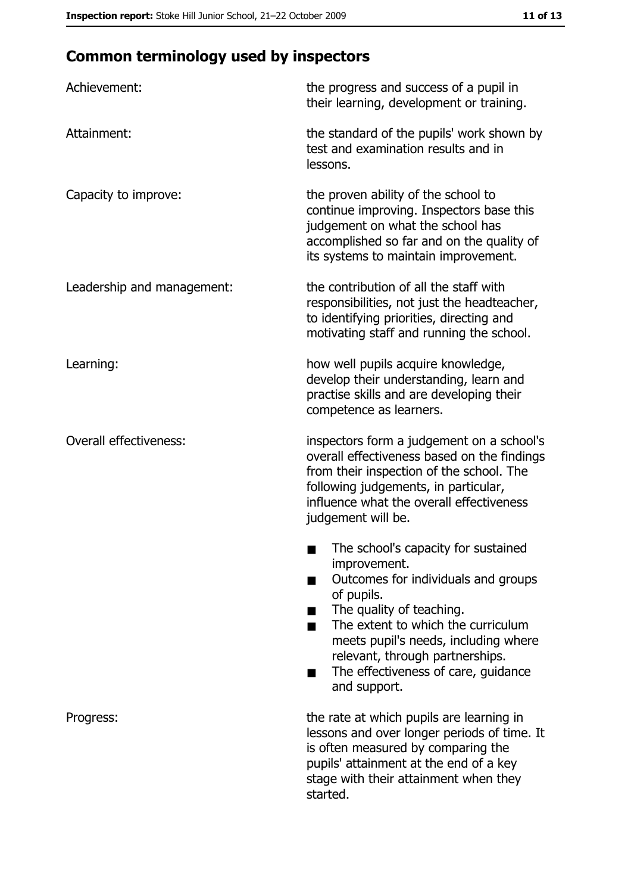## Common terminology used by inspectors

| | |
|---|---|
| Achievement: | the progress and success of a pupil in their learning, development or training. |
| Attainment: | the standard of the pupils' work shown by test and examination results and in lessons. |
| Capacity to improve: | the proven ability of the school to continue improving. Inspectors base this judgement on what the school has accomplished so far and on the quality of its systems to maintain improvement. |
| Leadership and management: | the contribution of all the staff with responsibilities, not just the headteacher, to identifying priorities, directing and motivating staff and running the school. |
| Learning: | how well pupils acquire knowledge, develop their understanding, learn and practise skills and are developing their competence as learners. |
| Overall effectiveness: | inspectors form a judgement on a school's overall effectiveness based on the findings from their inspection of the school. The following judgements, in particular, influence what the overall effectiveness judgement will be.<br>■ The school's capacity for sustained improvement.<br>■ Outcomes for individuals and groups of pupils.<br>■ The quality of teaching.<br>■ The extent to which the curriculum meets pupil's needs, including where relevant, through partnerships.<br>■ The effectiveness of care, guidance and support. |
| Progress: | the rate at which pupils are learning in lessons and over longer periods of time. It is often measured by comparing the pupils' attainment at the end of a key stage with their attainment when they started. |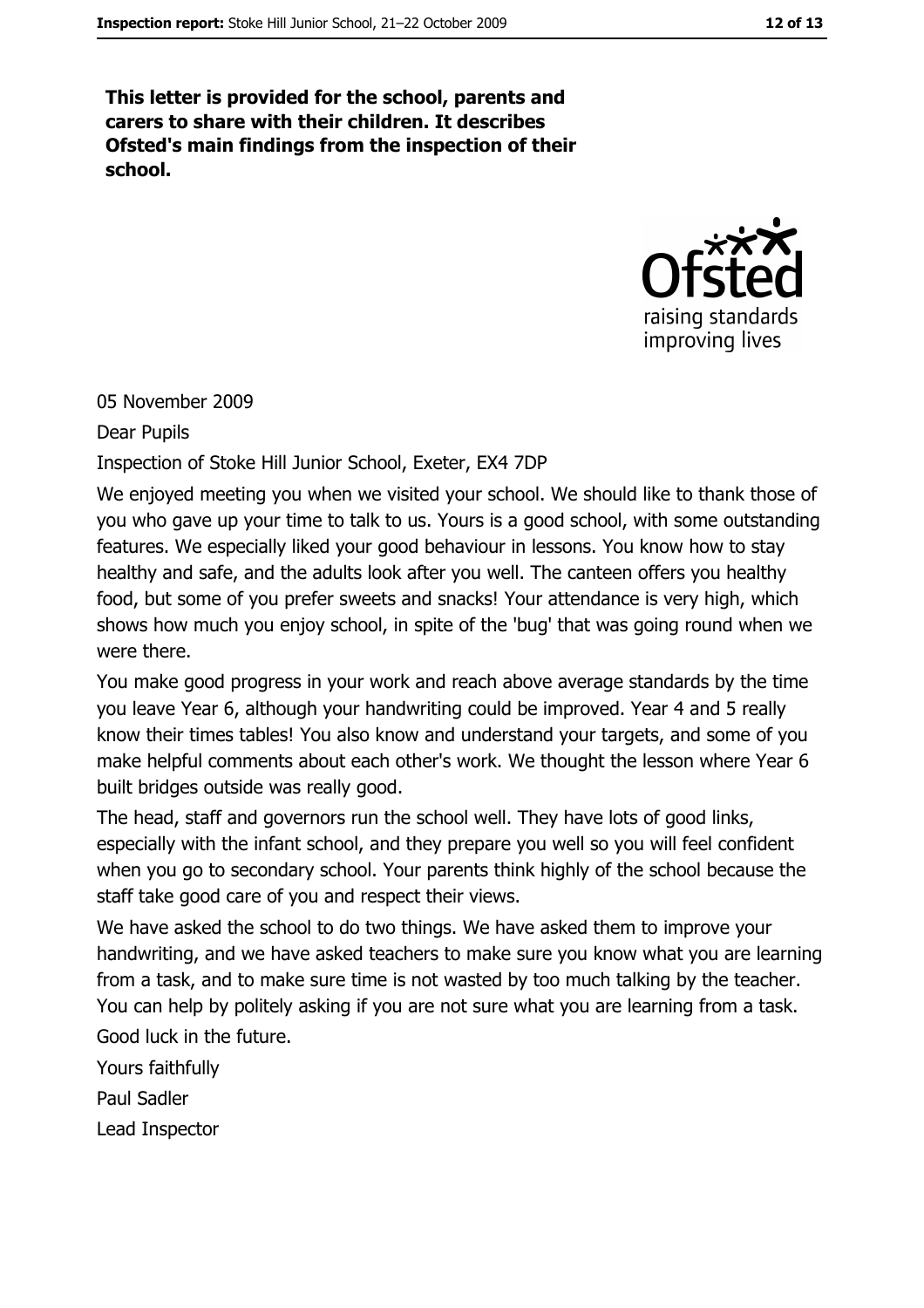**This letter is provided for the school, parents and carers to share with their children. It describes Ofsted's main findings from the inspection of their school.**

05 November 2009

Dear Pupils

Inspection of Stoke Hill Junior School, Exeter, EX4 7DP

We enjoyed meeting you when we visited your school. We should like to thank those of you who gave up your time to talk to us. Yours is a good school, with some outstanding features. We especially liked your good behaviour in lessons. You know how to stay healthy and safe, and the adults look after you well. The canteen offers you healthy food, but some of you prefer sweets and snacks! Your attendance is very high, which shows how much you enjoy school, in spite of the 'bug' that was going round when we were there.

You make good progress in your work and reach above average standards by the time you leave Year 6, although your handwriting could be improved. Year 4 and 5 really know their times tables! You also know and understand your targets, and some of you make helpful comments about each other's work. We thought the lesson where Year 6 built bridges outside was really good.

The head, staff and governors run the school well. They have lots of good links, especially with the infant school, and they prepare you well so you will feel confident when you go to secondary school. Your parents think highly of the school because the staff take good care of you and respect their views.

We have asked the school to do two things. We have asked them to improve your handwriting, and we have asked teachers to make sure you know what you are learning from a task, and to make sure time is not wasted by too much talking by the teacher. You can help by politely asking if you are not sure what you are learning from a task.

Good luck in the future.

Yours faithfully

Paul Sadler

Lead Inspector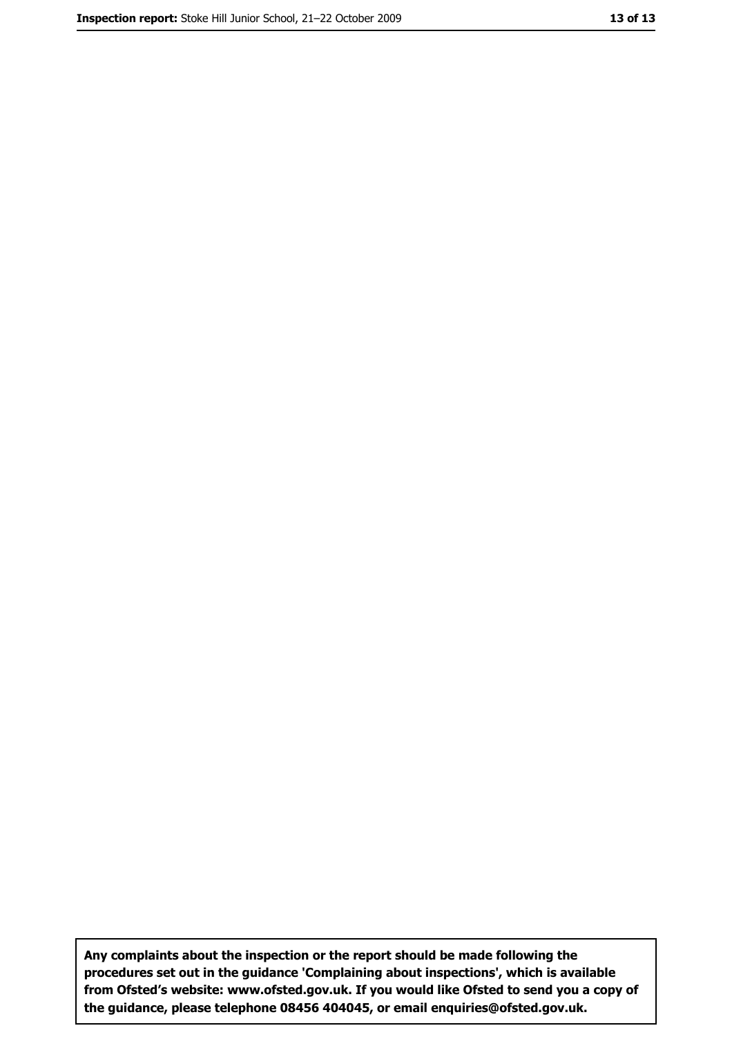**Any complaints about the inspection or the report should be made following the procedures set out in the guidance 'Complaining about inspections', which is available from Ofsted's website: www.ofsted.gov.uk. If you would like Ofsted to send you a copy of the guidance, please telephone 08456 404045, or email enquiries@ofsted.gov.uk.**